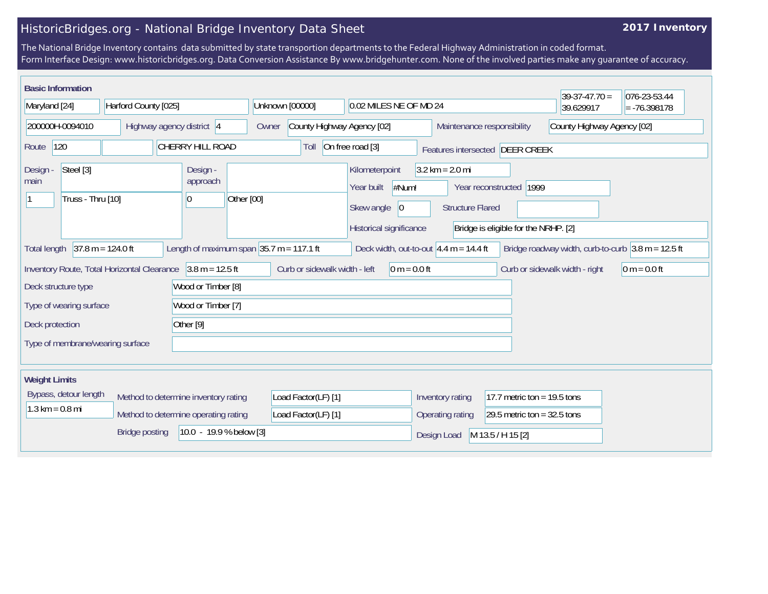# HistoricBridges.org - National Bridge Inventory Data Sheet

**2017 Inventory**

The National Bridge Inventory contains data submitted by state transportion departments to the Federal Highway Administration in coded format.
Form Interface Design: www.historicbridges.org. Data Conversion Assistance By www.bridgehunter.com. None of the involved parties make any guarantee of accuracy.

## Basic Information

| | | | | | |
|---|---|---|---|---|---|
| Maryland [24] | Harford County [025] | Unknown [00000] | 0.02 MILES NE OF MD 24 | 39-37-47.70 = 39.629917 | 076-23-53.44 = -76.398178 |

| | |
|---|---|
| Structure Number | 200000H-0094010 |
| Highway agency district | 4 |
| Owner | County Highway Agency [02] |
| Maintenance responsibility | County Highway Agency [02] |
| Route | 120 |
| Route name | CHERRY HILL ROAD |
| Toll | On free road [3] |
| Features intersected | DEER CREEK |
| Design - main | Steel [3] |
| Design - main (spans) | 1 |
| Design - main (type) | Truss - Thru [10] |
| Design - approach | |
| Design - approach (spans) | 0 |
| Design - approach (type) | Other [00] |
| Kilometerpoint | 3.2 km = 2.0 mi |
| Year built | #Num! |
| Year reconstructed | 1999 |
| Skew angle | 0 |
| Structure Flared | |
| Historical significance | Bridge is eligible for the NRHP. [2] |
| Total length | 37.8 m = 124.0 ft |
| Length of maximum span | 35.7 m = 117.1 ft |
| Deck width, out-to-out | 4.4 m = 14.4 ft |
| Bridge roadway width, curb-to-curb | 3.8 m = 12.5 ft |
| Inventory Route, Total Horizontal Clearance | 3.8 m = 12.5 ft |
| Curb or sidewalk width - left | 0 m = 0.0 ft |
| Curb or sidewalk width - right | 0 m = 0.0 ft |
| Deck structure type | Wood or Timber [8] |
| Type of wearing surface | Wood or Timber [7] |
| Deck protection | Other [9] |
| Type of membrane/wearing surface | |

## Weight Limits

| | |
|---|---|
| Bypass, detour length | 1.3 km = 0.8 mi |
| Method to determine inventory rating | Load Factor(LF) [1] |
| Method to determine operating rating | Load Factor(LF) [1] |
| Bridge posting | 10.0 - 19.9 % below [3] |
| Inventory rating | 17.7 metric ton = 19.5 tons |
| Operating rating | 29.5 metric ton = 32.5 tons |
| Design Load | M 13.5 / H 15 [2] |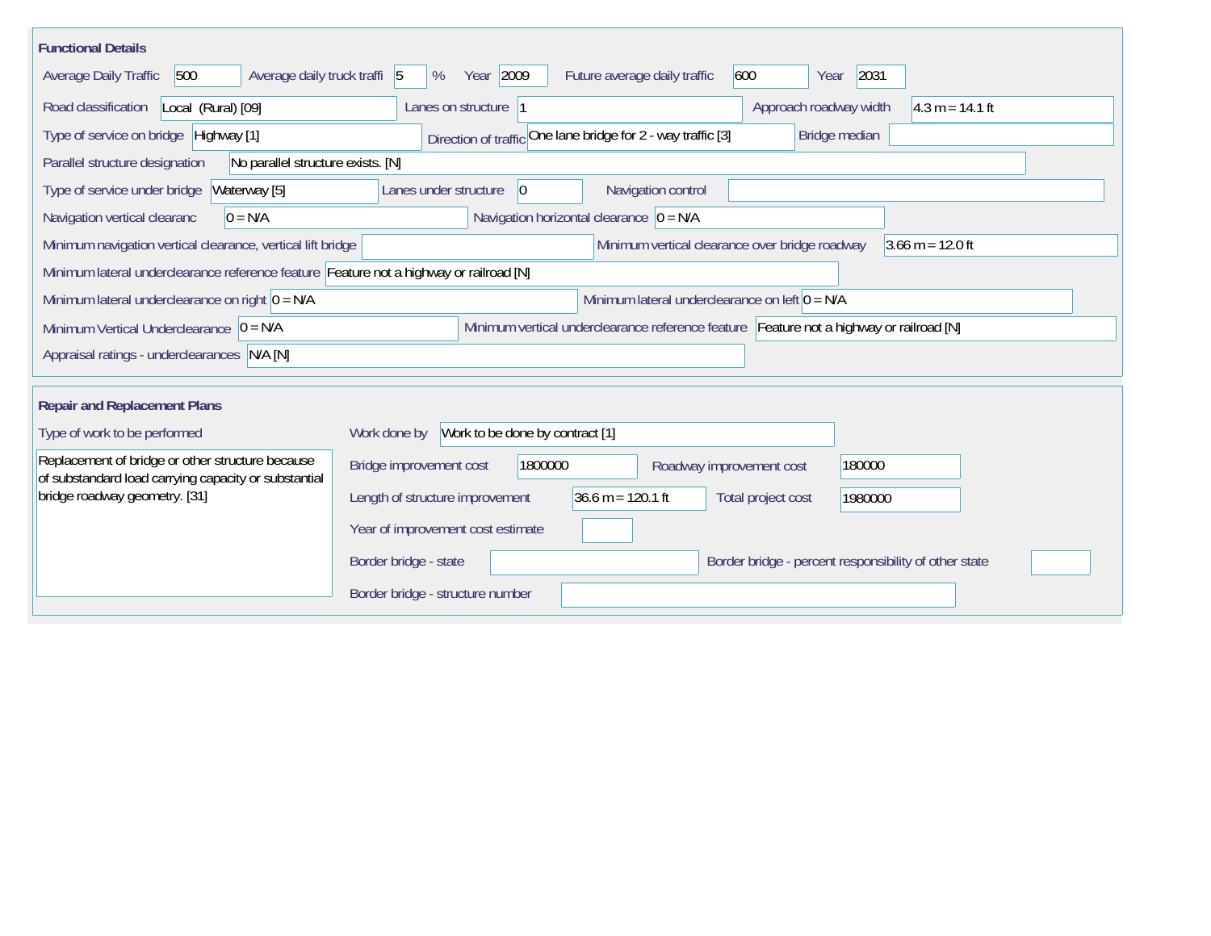## Functional Details

Average Daily Traffic: 500
Average daily truck traffi: 5 %
Year: 2009
Future average daily traffic: 600
Year: 2031

Road classification: Local (Rural) [09]
Lanes on structure: 1
Approach roadway width: 4.3 m = 14.1 ft

Type of service on bridge: Highway [1]
Direction of traffic: One lane bridge for 2 - way traffic [3]
Bridge median:

Parallel structure designation: No parallel structure exists. [N]

Type of service under bridge: Waterway [5]
Lanes under structure: 0
Navigation control:

Navigation vertical clearanc: 0 = N/A
Navigation horizontal clearance: 0 = N/A

Minimum navigation vertical clearance, vertical lift bridge:
Minimum vertical clearance over bridge roadway: 3.66 m = 12.0 ft

Minimum lateral underclearance reference feature: Feature not a highway or railroad [N]

Minimum lateral underclearance on right: 0 = N/A
Minimum lateral underclearance on left: 0 = N/A

Minimum Vertical Underclearance: 0 = N/A
Minimum vertical underclearance reference feature: Feature not a highway or railroad [N]

Appraisal ratings - underclearances: N/A [N]

## Repair and Replacement Plans

Type of work to be performed:
Replacement of bridge or other structure because of substandard load carrying capacity or substantial bridge roadway geometry. [31]

Work done by: Work to be done by contract [1]

Bridge improvement cost: 1800000
Roadway improvement cost: 180000

Length of structure improvement: 36.6 m = 120.1 ft
Total project cost: 1980000

Year of improvement cost estimate:

Border bridge - state:
Border bridge - percent responsibility of other state:

Border bridge - structure number: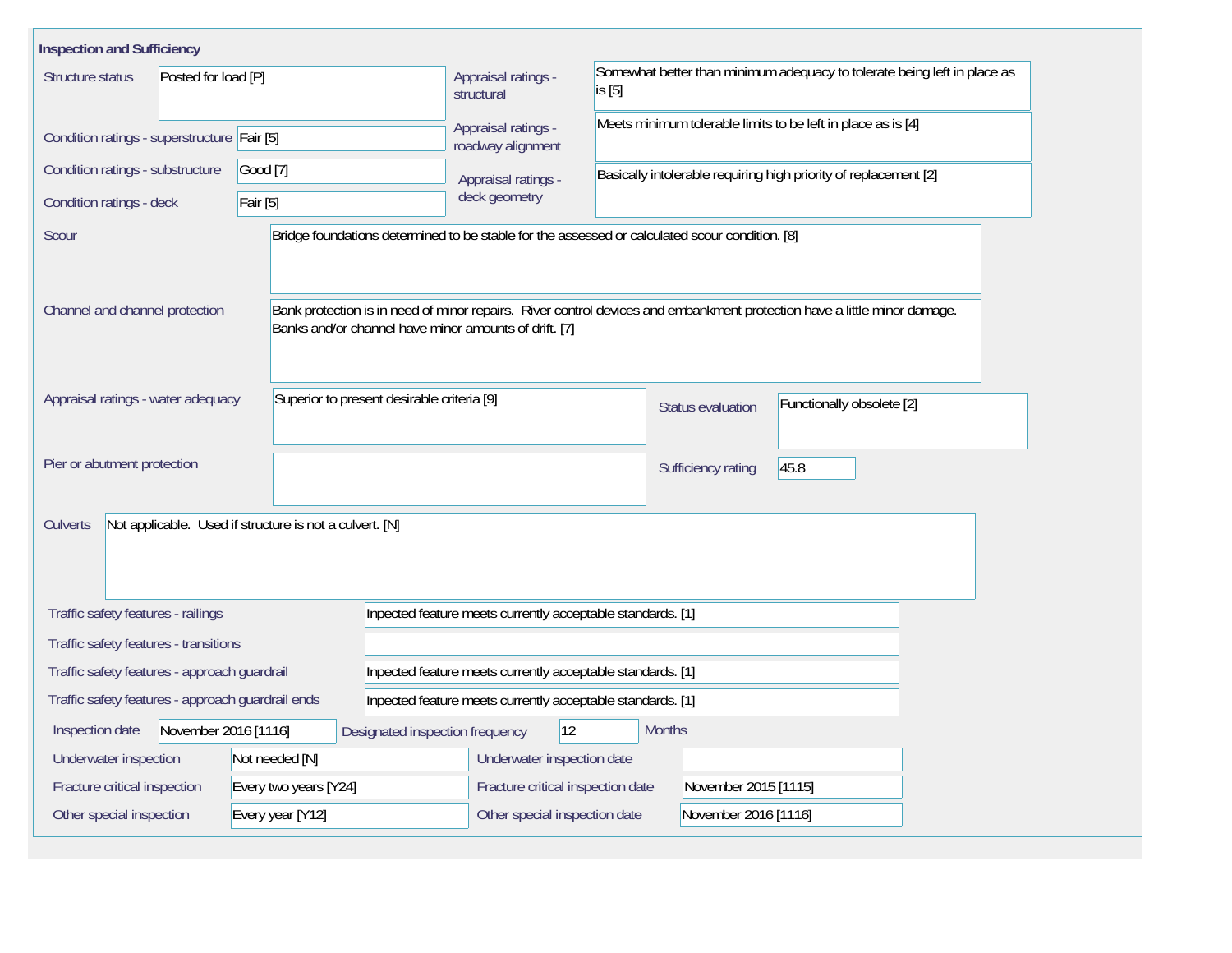## Inspection and Sufficiency

| Field | Value |
|---|---|
| Structure status | Posted for load [P] |
| Appraisal ratings - structural | Somewhat better than minimum adequacy to tolerate being left in place as is [5] |
| Condition ratings - superstructure | Fair [5] |
| Appraisal ratings - roadway alignment | Meets minimum tolerable limits to be left in place as is [4] |
| Condition ratings - substructure | Good [7] |
| Appraisal ratings - deck geometry | Basically intolerable requiring high priority of replacement [2] |
| Condition ratings - deck | Fair [5] |
| Scour | Bridge foundations determined to be stable for the assessed or calculated scour condition. [8] |
| Channel and channel protection | Bank protection is in need of minor repairs. River control devices and embankment protection have a little minor damage. Banks and/or channel have minor amounts of drift. [7] |
| Appraisal ratings - water adequacy | Superior to present desirable criteria [9] |
| Status evaluation | Functionally obsolete [2] |
| Pier or abutment protection | |
| Sufficiency rating | 45.8 |
| Culverts | Not applicable. Used if structure is not a culvert. [N] |
| Traffic safety features - railings | Inpected feature meets currently acceptable standards. [1] |
| Traffic safety features - transitions | |
| Traffic safety features - approach guardrail | Inpected feature meets currently acceptable standards. [1] |
| Traffic safety features - approach guardrail ends | Inpected feature meets currently acceptable standards. [1] |
| Inspection date | November 2016 [1116] |
| Designated inspection frequency | 12 Months |
| Underwater inspection | Not needed [N] |
| Underwater inspection date | |
| Fracture critical inspection | Every two years [Y24] |
| Fracture critical inspection date | November 2015 [1115] |
| Other special inspection | Every year [Y12] |
| Other special inspection date | November 2016 [1116] |